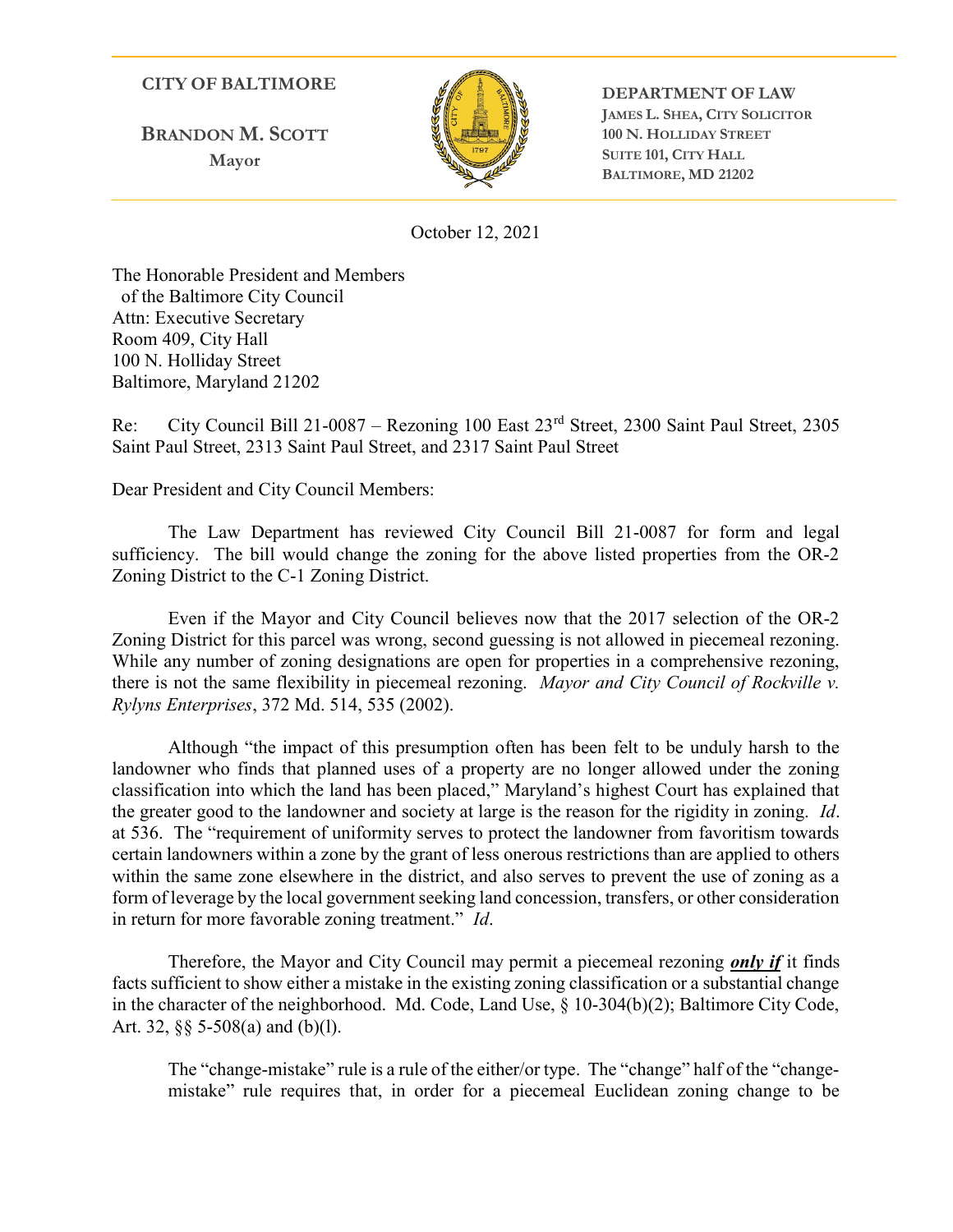**CITY OF BALTIMORE**

**BRANDON M. SCOTT**
**Mayor**

**DEPARTMENT OF LAW**
**JAMES L. SHEA, CITY SOLICITOR**
**100 N. HOLLIDAY STREET**
**SUITE 101, CITY HALL**
**BALTIMORE, MD 21202**

October 12, 2021

The Honorable President and Members
of the Baltimore City Council
Attn: Executive Secretary
Room 409, City Hall
100 N. Holliday Street
Baltimore, Maryland 21202

Re: City Council Bill 21-0087 – Rezoning 100 East 23rd Street, 2300 Saint Paul Street, 2305 Saint Paul Street, 2313 Saint Paul Street, and 2317 Saint Paul Street

Dear President and City Council Members:

The Law Department has reviewed City Council Bill 21-0087 for form and legal sufficiency. The bill would change the zoning for the above listed properties from the OR-2 Zoning District to the C-1 Zoning District.

Even if the Mayor and City Council believes now that the 2017 selection of the OR-2 Zoning District for this parcel was wrong, second guessing is not allowed in piecemeal rezoning. While any number of zoning designations are open for properties in a comprehensive rezoning, there is not the same flexibility in piecemeal rezoning. *Mayor and City Council of Rockville v. Rylyns Enterprises*, 372 Md. 514, 535 (2002).

Although "the impact of this presumption often has been felt to be unduly harsh to the landowner who finds that planned uses of a property are no longer allowed under the zoning classification into which the land has been placed," Maryland's highest Court has explained that the greater good to the landowner and society at large is the reason for the rigidity in zoning. *Id*. at 536. The "requirement of uniformity serves to protect the landowner from favoritism towards certain landowners within a zone by the grant of less onerous restrictions than are applied to others within the same zone elsewhere in the district, and also serves to prevent the use of zoning as a form of leverage by the local government seeking land concession, transfers, or other consideration in return for more favorable zoning treatment." *Id*.

Therefore, the Mayor and City Council may permit a piecemeal rezoning ***only if*** it finds facts sufficient to show either a mistake in the existing zoning classification or a substantial change in the character of the neighborhood. Md. Code, Land Use, § 10-304(b)(2); Baltimore City Code, Art. 32, §§ 5-508(a) and (b)(l).

> The "change-mistake" rule is a rule of the either/or type. The "change" half of the "change-mistake" rule requires that, in order for a piecemeal Euclidean zoning change to be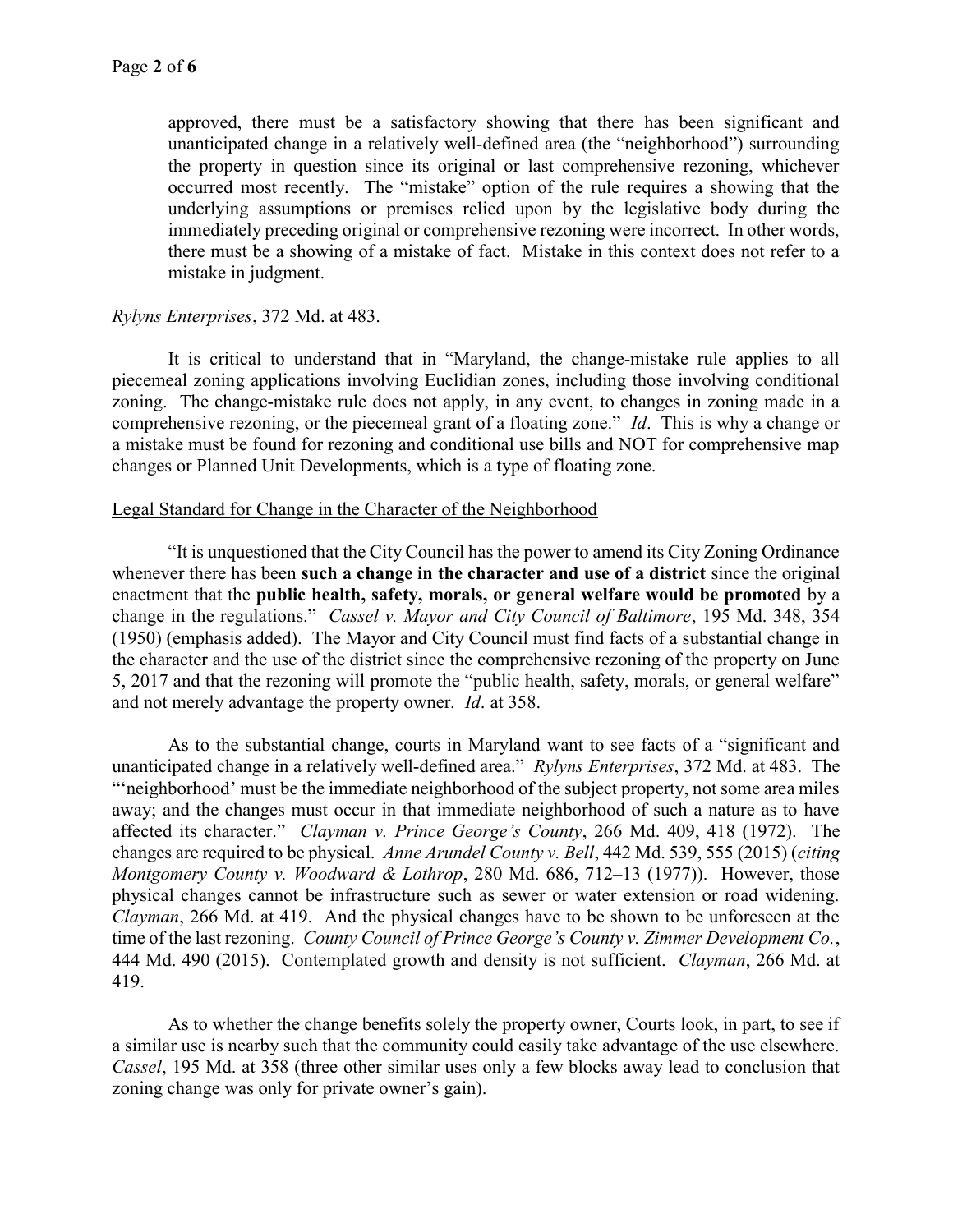approved, there must be a satisfactory showing that there has been significant and unanticipated change in a relatively well-defined area (the "neighborhood") surrounding the property in question since its original or last comprehensive rezoning, whichever occurred most recently. The "mistake" option of the rule requires a showing that the underlying assumptions or premises relied upon by the legislative body during the immediately preceding original or comprehensive rezoning were incorrect. In other words, there must be a showing of a mistake of fact. Mistake in this context does not refer to a mistake in judgment.

*Rylyns Enterprises*, 372 Md. at 483.

It is critical to understand that in "Maryland, the change-mistake rule applies to all piecemeal zoning applications involving Euclidian zones, including those involving conditional zoning. The change-mistake rule does not apply, in any event, to changes in zoning made in a comprehensive rezoning, or the piecemeal grant of a floating zone." *Id*. This is why a change or a mistake must be found for rezoning and conditional use bills and NOT for comprehensive map changes or Planned Unit Developments, which is a type of floating zone.

Legal Standard for Change in the Character of the Neighborhood

"It is unquestioned that the City Council has the power to amend its City Zoning Ordinance whenever there has been **such a change in the character and use of a district** since the original enactment that the **public health, safety, morals, or general welfare would be promoted** by a change in the regulations." *Cassel v. Mayor and City Council of Baltimore*, 195 Md. 348, 354 (1950) (emphasis added). The Mayor and City Council must find facts of a substantial change in the character and the use of the district since the comprehensive rezoning of the property on June 5, 2017 and that the rezoning will promote the "public health, safety, morals, or general welfare" and not merely advantage the property owner. *Id*. at 358.

As to the substantial change, courts in Maryland want to see facts of a "significant and unanticipated change in a relatively well-defined area." *Rylyns Enterprises*, 372 Md. at 483. The "'neighborhood' must be the immediate neighborhood of the subject property, not some area miles away; and the changes must occur in that immediate neighborhood of such a nature as to have affected its character." *Clayman v. Prince George's County*, 266 Md. 409, 418 (1972). The changes are required to be physical. *Anne Arundel County v. Bell*, 442 Md. 539, 555 (2015) (*citing Montgomery County v. Woodward & Lothrop*, 280 Md. 686, 712–13 (1977)). However, those physical changes cannot be infrastructure such as sewer or water extension or road widening. *Clayman*, 266 Md. at 419. And the physical changes have to be shown to be unforeseen at the time of the last rezoning. *County Council of Prince George's County v. Zimmer Development Co.*, 444 Md. 490 (2015). Contemplated growth and density is not sufficient. *Clayman*, 266 Md. at 419.

As to whether the change benefits solely the property owner, Courts look, in part, to see if a similar use is nearby such that the community could easily take advantage of the use elsewhere. *Cassel*, 195 Md. at 358 (three other similar uses only a few blocks away lead to conclusion that zoning change was only for private owner's gain).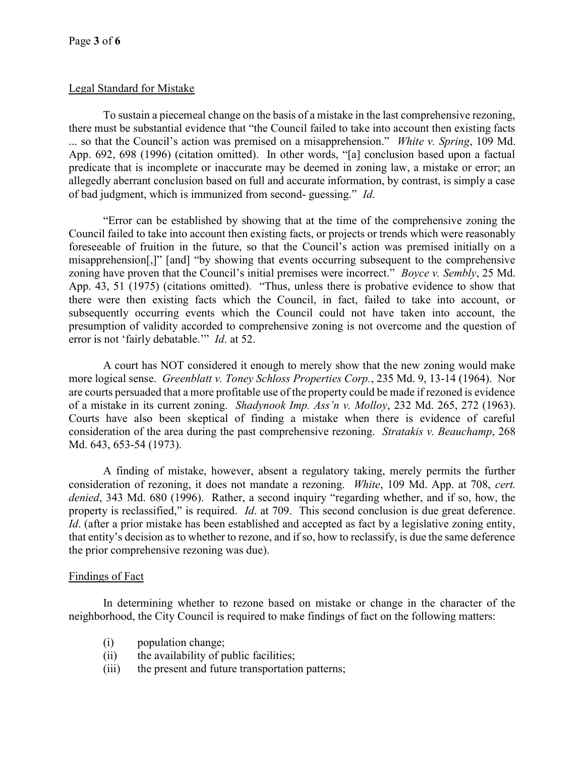<u>Legal Standard for Mistake</u>

To sustain a piecemeal change on the basis of a mistake in the last comprehensive rezoning, there must be substantial evidence that "the Council failed to take into account then existing facts ... so that the Council's action was premised on a misapprehension." *White v. Spring*, 109 Md. App. 692, 698 (1996) (citation omitted). In other words, "[a] conclusion based upon a factual predicate that is incomplete or inaccurate may be deemed in zoning law, a mistake or error; an allegedly aberrant conclusion based on full and accurate information, by contrast, is simply a case of bad judgment, which is immunized from second- guessing." *Id*.

"Error can be established by showing that at the time of the comprehensive zoning the Council failed to take into account then existing facts, or projects or trends which were reasonably foreseeable of fruition in the future, so that the Council's action was premised initially on a misapprehension[,]" [and] "by showing that events occurring subsequent to the comprehensive zoning have proven that the Council's initial premises were incorrect." *Boyce v. Sembly*, 25 Md. App. 43, 51 (1975) (citations omitted). "Thus, unless there is probative evidence to show that there were then existing facts which the Council, in fact, failed to take into account, or subsequently occurring events which the Council could not have taken into account, the presumption of validity accorded to comprehensive zoning is not overcome and the question of error is not 'fairly debatable.'" *Id*. at 52.

A court has NOT considered it enough to merely show that the new zoning would make more logical sense. *Greenblatt v. Toney Schloss Properties Corp.*, 235 Md. 9, 13-14 (1964). Nor are courts persuaded that a more profitable use of the property could be made if rezoned is evidence of a mistake in its current zoning. *Shadynook Imp. Ass'n v. Molloy*, 232 Md. 265, 272 (1963). Courts have also been skeptical of finding a mistake when there is evidence of careful consideration of the area during the past comprehensive rezoning. *Stratakis v. Beauchamp*, 268 Md. 643, 653-54 (1973).

A finding of mistake, however, absent a regulatory taking, merely permits the further consideration of rezoning, it does not mandate a rezoning. *White*, 109 Md. App. at 708, *cert. denied*, 343 Md. 680 (1996). Rather, a second inquiry "regarding whether, and if so, how, the property is reclassified," is required. *Id*. at 709. This second conclusion is due great deference. *Id*. (after a prior mistake has been established and accepted as fact by a legislative zoning entity, that entity's decision as to whether to rezone, and if so, how to reclassify, is due the same deference the prior comprehensive rezoning was due).

<u>Findings of Fact</u>

In determining whether to rezone based on mistake or change in the character of the neighborhood, the City Council is required to make findings of fact on the following matters:

(i) population change;
(ii) the availability of public facilities;
(iii) the present and future transportation patterns;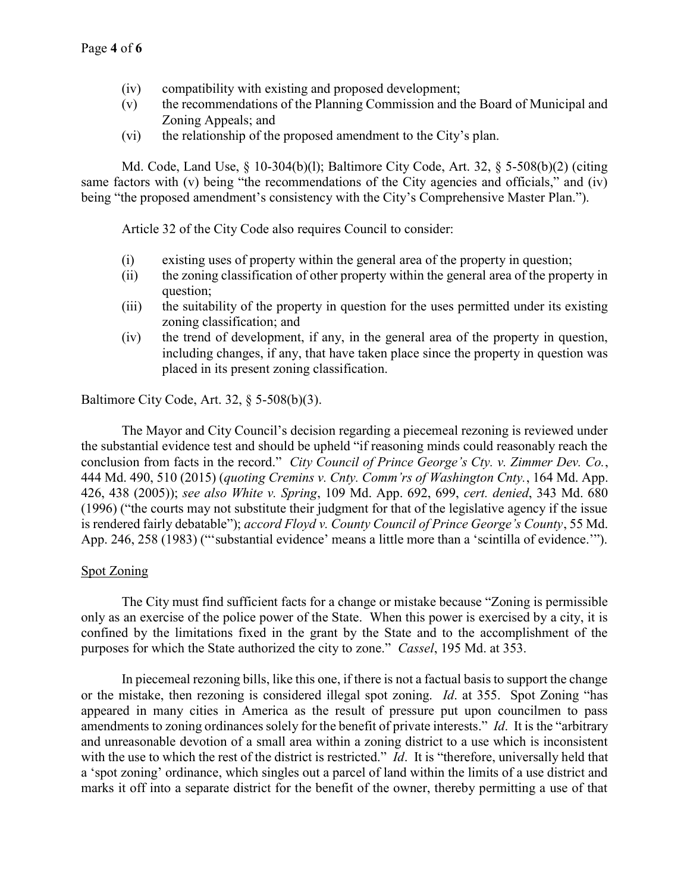(iv) compatibility with existing and proposed development;

(v) the recommendations of the Planning Commission and the Board of Municipal and Zoning Appeals; and

(vi) the relationship of the proposed amendment to the City's plan.

Md. Code, Land Use, § 10-304(b)(l); Baltimore City Code, Art. 32, § 5-508(b)(2) (citing same factors with (v) being "the recommendations of the City agencies and officials," and (iv) being "the proposed amendment's consistency with the City's Comprehensive Master Plan.").

Article 32 of the City Code also requires Council to consider:

(i) existing uses of property within the general area of the property in question;

(ii) the zoning classification of other property within the general area of the property in question;

(iii) the suitability of the property in question for the uses permitted under its existing zoning classification; and

(iv) the trend of development, if any, in the general area of the property in question, including changes, if any, that have taken place since the property in question was placed in its present zoning classification.

Baltimore City Code, Art. 32, § 5-508(b)(3).

The Mayor and City Council's decision regarding a piecemeal rezoning is reviewed under the substantial evidence test and should be upheld "if reasoning minds could reasonably reach the conclusion from facts in the record." *City Council of Prince George's Cty. v. Zimmer Dev. Co.*, 444 Md. 490, 510 (2015) (*quoting Cremins v. Cnty. Comm'rs of Washington Cnty.*, 164 Md. App. 426, 438 (2005)); *see also White v. Spring*, 109 Md. App. 692, 699, *cert. denied*, 343 Md. 680 (1996) ("the courts may not substitute their judgment for that of the legislative agency if the issue is rendered fairly debatable"); *accord Floyd v. County Council of Prince George's County*, 55 Md. App. 246, 258 (1983) ("'substantial evidence' means a little more than a 'scintilla of evidence.'").

<u>Spot Zoning</u>

The City must find sufficient facts for a change or mistake because "Zoning is permissible only as an exercise of the police power of the State. When this power is exercised by a city, it is confined by the limitations fixed in the grant by the State and to the accomplishment of the purposes for which the State authorized the city to zone." *Cassel*, 195 Md. at 353.

In piecemeal rezoning bills, like this one, if there is not a factual basis to support the change or the mistake, then rezoning is considered illegal spot zoning. *Id*. at 355. Spot Zoning "has appeared in many cities in America as the result of pressure put upon councilmen to pass amendments to zoning ordinances solely for the benefit of private interests." *Id*. It is the "arbitrary and unreasonable devotion of a small area within a zoning district to a use which is inconsistent with the use to which the rest of the district is restricted." *Id*. It is "therefore, universally held that a 'spot zoning' ordinance, which singles out a parcel of land within the limits of a use district and marks it off into a separate district for the benefit of the owner, thereby permitting a use of that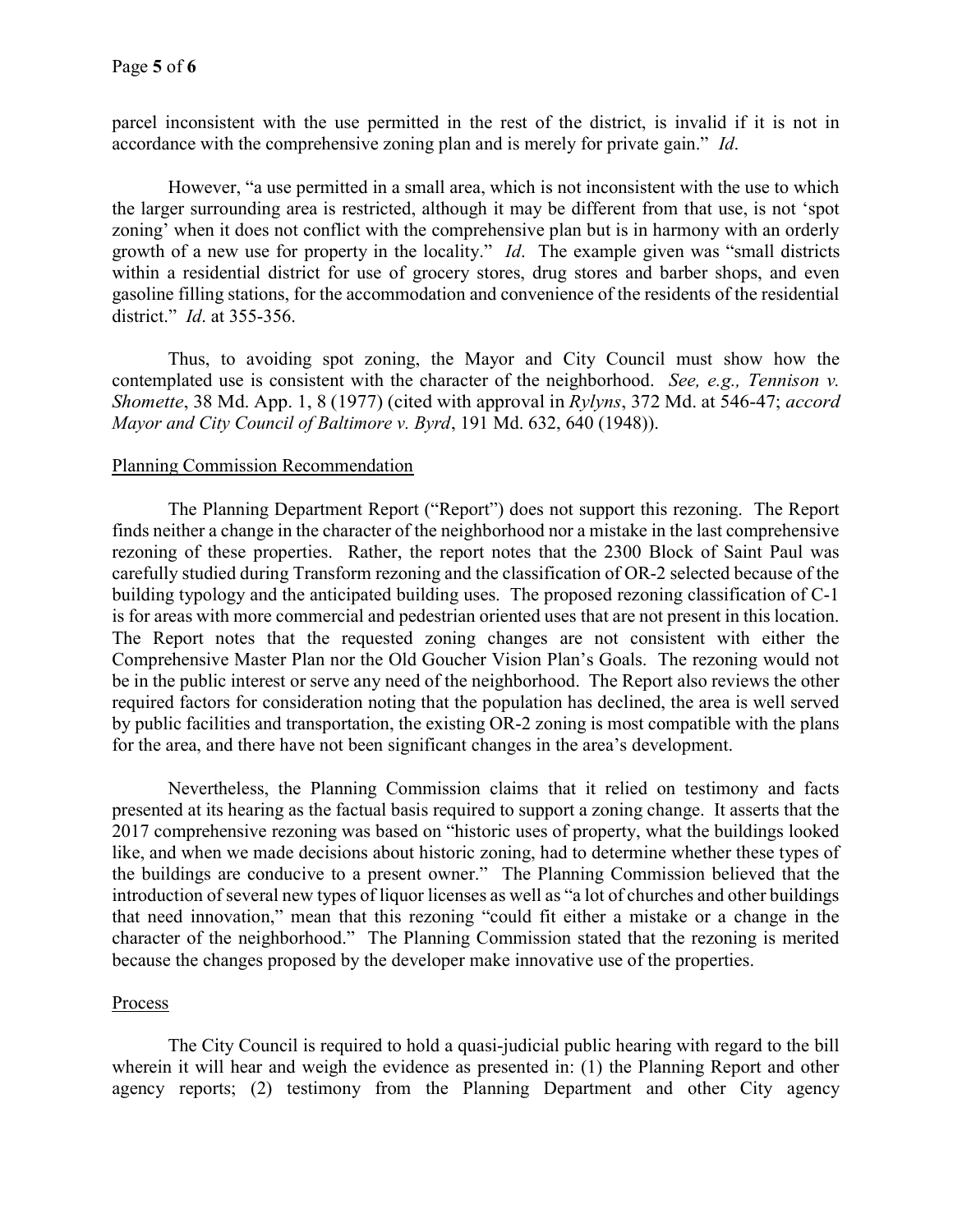parcel inconsistent with the use permitted in the rest of the district, is invalid if it is not in accordance with the comprehensive zoning plan and is merely for private gain." *Id*.

However, "a use permitted in a small area, which is not inconsistent with the use to which the larger surrounding area is restricted, although it may be different from that use, is not 'spot zoning' when it does not conflict with the comprehensive plan but is in harmony with an orderly growth of a new use for property in the locality." *Id*. The example given was "small districts within a residential district for use of grocery stores, drug stores and barber shops, and even gasoline filling stations, for the accommodation and convenience of the residents of the residential district." *Id*. at 355-356.

Thus, to avoiding spot zoning, the Mayor and City Council must show how the contemplated use is consistent with the character of the neighborhood. *See, e.g., Tennison v. Shomette*, 38 Md. App. 1, 8 (1977) (cited with approval in *Rylyns*, 372 Md. at 546-47; *accord Mayor and City Council of Baltimore v. Byrd*, 191 Md. 632, 640 (1948)).

Planning Commission Recommendation

The Planning Department Report ("Report") does not support this rezoning. The Report finds neither a change in the character of the neighborhood nor a mistake in the last comprehensive rezoning of these properties. Rather, the report notes that the 2300 Block of Saint Paul was carefully studied during Transform rezoning and the classification of OR-2 selected because of the building typology and the anticipated building uses. The proposed rezoning classification of C-1 is for areas with more commercial and pedestrian oriented uses that are not present in this location. The Report notes that the requested zoning changes are not consistent with either the Comprehensive Master Plan nor the Old Goucher Vision Plan's Goals. The rezoning would not be in the public interest or serve any need of the neighborhood. The Report also reviews the other required factors for consideration noting that the population has declined, the area is well served by public facilities and transportation, the existing OR-2 zoning is most compatible with the plans for the area, and there have not been significant changes in the area's development.

Nevertheless, the Planning Commission claims that it relied on testimony and facts presented at its hearing as the factual basis required to support a zoning change. It asserts that the 2017 comprehensive rezoning was based on "historic uses of property, what the buildings looked like, and when we made decisions about historic zoning, had to determine whether these types of the buildings are conducive to a present owner." The Planning Commission believed that the introduction of several new types of liquor licenses as well as "a lot of churches and other buildings that need innovation," mean that this rezoning "could fit either a mistake or a change in the character of the neighborhood." The Planning Commission stated that the rezoning is merited because the changes proposed by the developer make innovative use of the properties.

Process

The City Council is required to hold a quasi-judicial public hearing with regard to the bill wherein it will hear and weigh the evidence as presented in: (1) the Planning Report and other agency reports; (2) testimony from the Planning Department and other City agency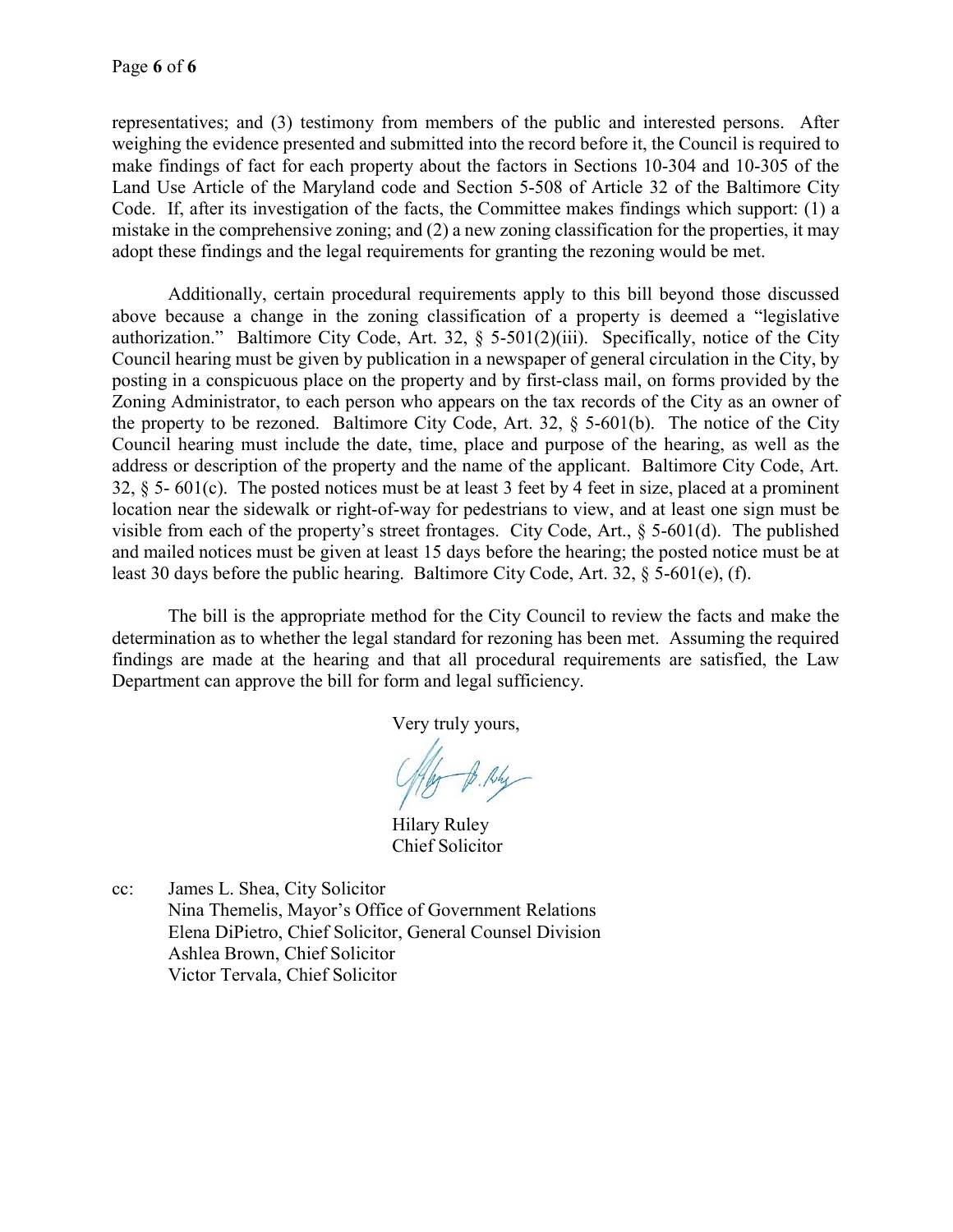representatives; and (3) testimony from members of the public and interested persons. After weighing the evidence presented and submitted into the record before it, the Council is required to make findings of fact for each property about the factors in Sections 10-304 and 10-305 of the Land Use Article of the Maryland code and Section 5-508 of Article 32 of the Baltimore City Code. If, after its investigation of the facts, the Committee makes findings which support: (1) a mistake in the comprehensive zoning; and (2) a new zoning classification for the properties, it may adopt these findings and the legal requirements for granting the rezoning would be met.

Additionally, certain procedural requirements apply to this bill beyond those discussed above because a change in the zoning classification of a property is deemed a "legislative authorization." Baltimore City Code, Art. 32, § 5-501(2)(iii). Specifically, notice of the City Council hearing must be given by publication in a newspaper of general circulation in the City, by posting in a conspicuous place on the property and by first-class mail, on forms provided by the Zoning Administrator, to each person who appears on the tax records of the City as an owner of the property to be rezoned. Baltimore City Code, Art. 32, § 5-601(b). The notice of the City Council hearing must include the date, time, place and purpose of the hearing, as well as the address or description of the property and the name of the applicant. Baltimore City Code, Art. 32, § 5- 601(c). The posted notices must be at least 3 feet by 4 feet in size, placed at a prominent location near the sidewalk or right-of-way for pedestrians to view, and at least one sign must be visible from each of the property's street frontages. City Code, Art., § 5-601(d). The published and mailed notices must be given at least 15 days before the hearing; the posted notice must be at least 30 days before the public hearing. Baltimore City Code, Art. 32, § 5-601(e), (f).

The bill is the appropriate method for the City Council to review the facts and make the determination as to whether the legal standard for rezoning has been met. Assuming the required findings are made at the hearing and that all procedural requirements are satisfied, the Law Department can approve the bill for form and legal sufficiency.

Very truly yours,

Hilary Ruley
Chief Solicitor

cc: James L. Shea, City Solicitor
Nina Themelis, Mayor's Office of Government Relations
Elena DiPietro, Chief Solicitor, General Counsel Division
Ashlea Brown, Chief Solicitor
Victor Tervala, Chief Solicitor